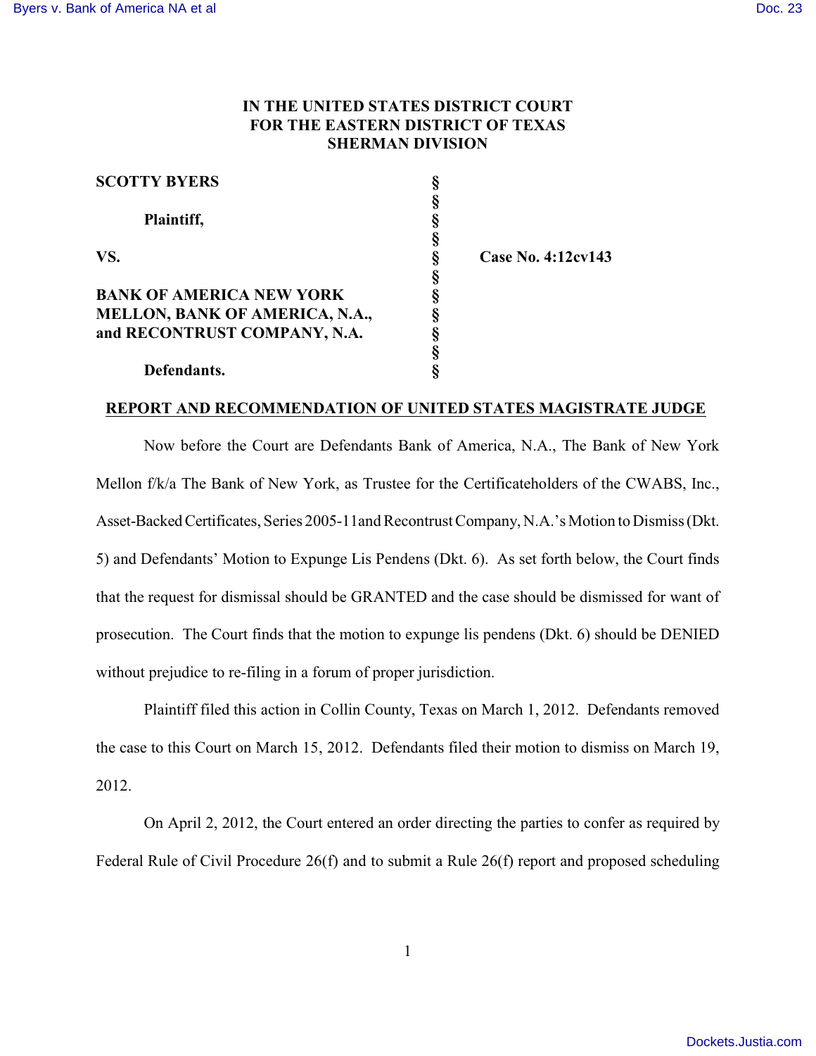**IN THE UNITED STATES DISTRICT COURT**
**FOR THE EASTERN DISTRICT OF TEXAS**
**SHERMAN DIVISION**

| | | |
|---|---|---|
| **SCOTTY BYERS** | § | |
| | § | |
| **Plaintiff,** | § | |
| | § | |
| **VS.** | § | **Case No. 4:12cv143** |
| | § | |
| **BANK OF AMERICA NEW YORK MELLON, BANK OF AMERICA, N.A., and RECONTRUST COMPANY, N.A.** | § | |
| | § | |
| **Defendants.** | § | |

**REPORT AND RECOMMENDATION OF UNITED STATES MAGISTRATE JUDGE**

Now before the Court are Defendants Bank of America, N.A., The Bank of New York Mellon f/k/a The Bank of New York, as Trustee for the Certificateholders of the CWABS, Inc., Asset-Backed Certificates, Series 2005-11and Recontrust Company, N.A.'s Motion to Dismiss (Dkt. 5) and Defendants' Motion to Expunge Lis Pendens (Dkt. 6). As set forth below, the Court finds that the request for dismissal should be GRANTED and the case should be dismissed for want of prosecution. The Court finds that the motion to expunge lis pendens (Dkt. 6) should be DENIED without prejudice to re-filing in a forum of proper jurisdiction.

Plaintiff filed this action in Collin County, Texas on March 1, 2012. Defendants removed the case to this Court on March 15, 2012. Defendants filed their motion to dismiss on March 19, 2012.

On April 2, 2012, the Court entered an order directing the parties to confer as required by Federal Rule of Civil Procedure 26(f) and to submit a Rule 26(f) report and proposed scheduling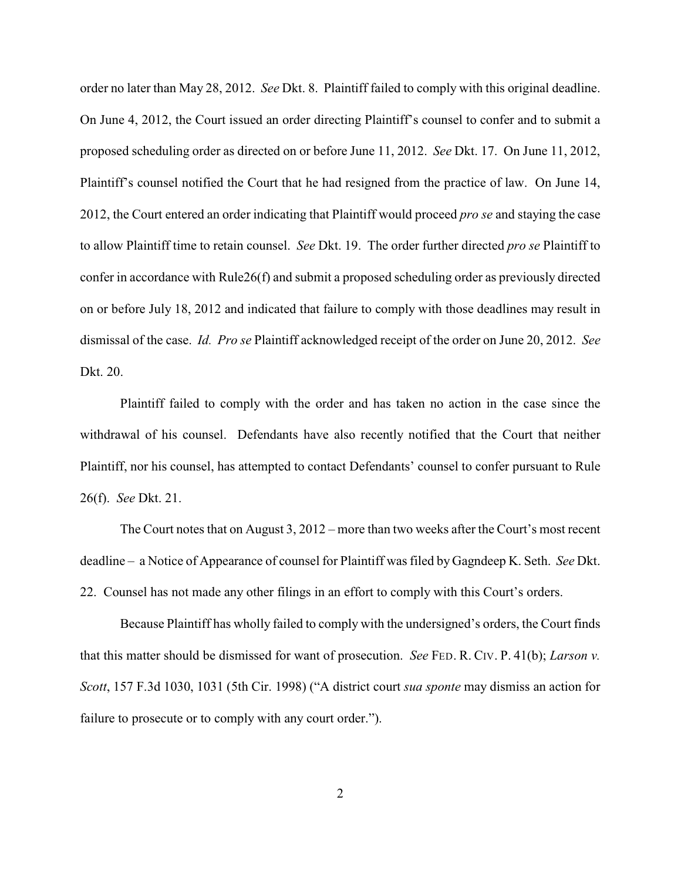order no later than May 28, 2012. *See* Dkt. 8. Plaintiff failed to comply with this original deadline. On June 4, 2012, the Court issued an order directing Plaintiff's counsel to confer and to submit a proposed scheduling order as directed on or before June 11, 2012. *See* Dkt. 17. On June 11, 2012, Plaintiff's counsel notified the Court that he had resigned from the practice of law. On June 14, 2012, the Court entered an order indicating that Plaintiff would proceed *pro se* and staying the case to allow Plaintiff time to retain counsel. *See* Dkt. 19. The order further directed *pro se* Plaintiff to confer in accordance with Rule26(f) and submit a proposed scheduling order as previously directed on or before July 18, 2012 and indicated that failure to comply with those deadlines may result in dismissal of the case. *Id. Pro se* Plaintiff acknowledged receipt of the order on June 20, 2012. *See* Dkt. 20.

Plaintiff failed to comply with the order and has taken no action in the case since the withdrawal of his counsel. Defendants have also recently notified that the Court that neither Plaintiff, nor his counsel, has attempted to contact Defendants' counsel to confer pursuant to Rule 26(f). *See* Dkt. 21.

The Court notes that on August 3, 2012 – more than two weeks after the Court's most recent deadline – a Notice of Appearance of counsel for Plaintiff was filed by Gagndeep K. Seth. *See* Dkt. 22. Counsel has not made any other filings in an effort to comply with this Court's orders.

Because Plaintiff has wholly failed to comply with the undersigned's orders, the Court finds that this matter should be dismissed for want of prosecution. *See* FED. R. CIV. P. 41(b); *Larson v. Scott*, 157 F.3d 1030, 1031 (5th Cir. 1998) ("A district court *sua sponte* may dismiss an action for failure to prosecute or to comply with any court order.").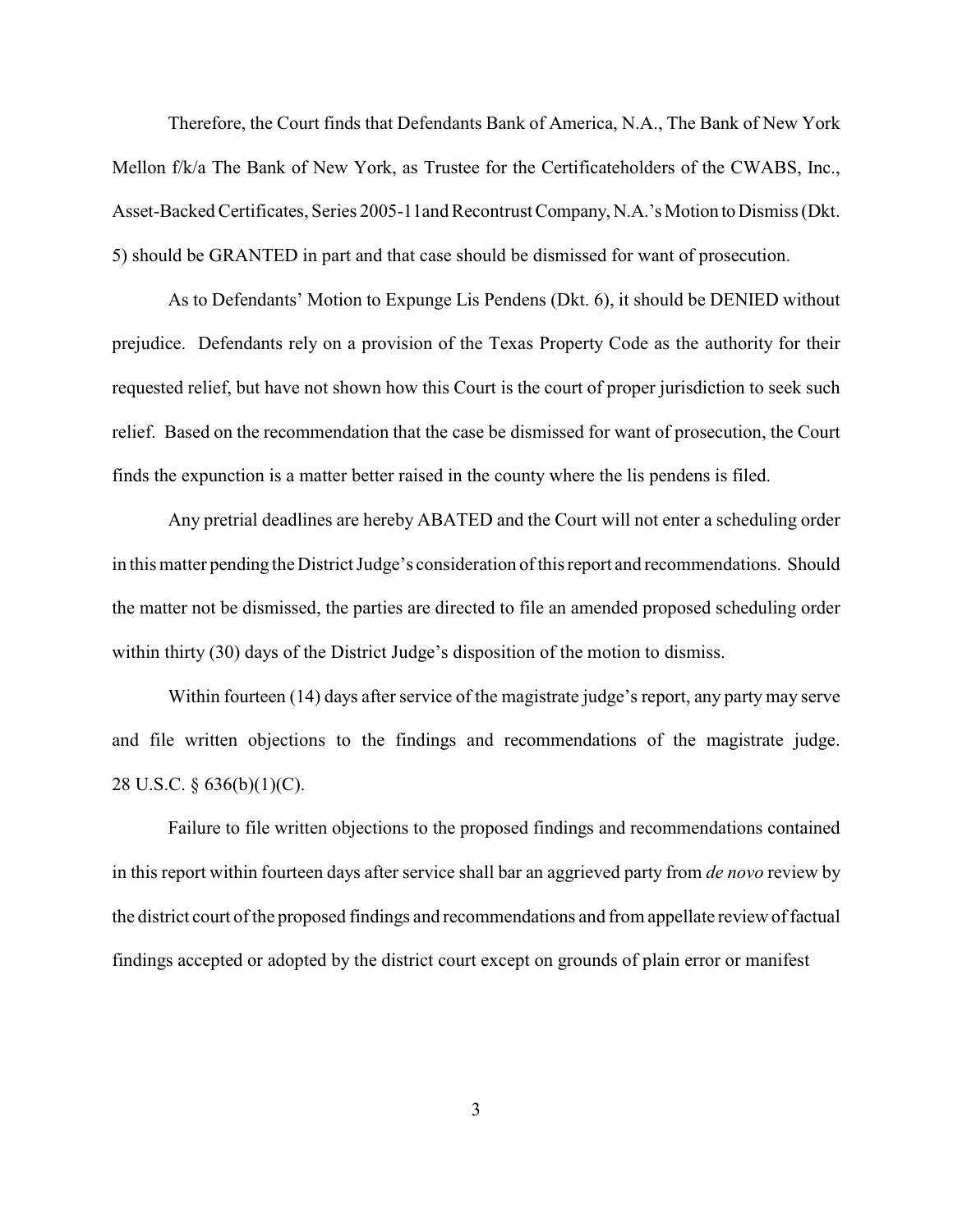Therefore, the Court finds that Defendants Bank of America, N.A., The Bank of New York Mellon f/k/a The Bank of New York, as Trustee for the Certificateholders of the CWABS, Inc., Asset-Backed Certificates, Series 2005-11and Recontrust Company, N.A.'s Motion to Dismiss (Dkt. 5) should be GRANTED in part and that case should be dismissed for want of prosecution.

As to Defendants' Motion to Expunge Lis Pendens (Dkt. 6), it should be DENIED without prejudice. Defendants rely on a provision of the Texas Property Code as the authority for their requested relief, but have not shown how this Court is the court of proper jurisdiction to seek such relief. Based on the recommendation that the case be dismissed for want of prosecution, the Court finds the expunction is a matter better raised in the county where the lis pendens is filed.

Any pretrial deadlines are hereby ABATED and the Court will not enter a scheduling order in this matter pending the District Judge's consideration of this report and recommendations. Should the matter not be dismissed, the parties are directed to file an amended proposed scheduling order within thirty (30) days of the District Judge's disposition of the motion to dismiss.

Within fourteen (14) days after service of the magistrate judge's report, any party may serve and file written objections to the findings and recommendations of the magistrate judge. 28 U.S.C. § 636(b)(1)(C).

Failure to file written objections to the proposed findings and recommendations contained in this report within fourteen days after service shall bar an aggrieved party from *de novo* review by the district court of the proposed findings and recommendations and from appellate review of factual findings accepted or adopted by the district court except on grounds of plain error or manifest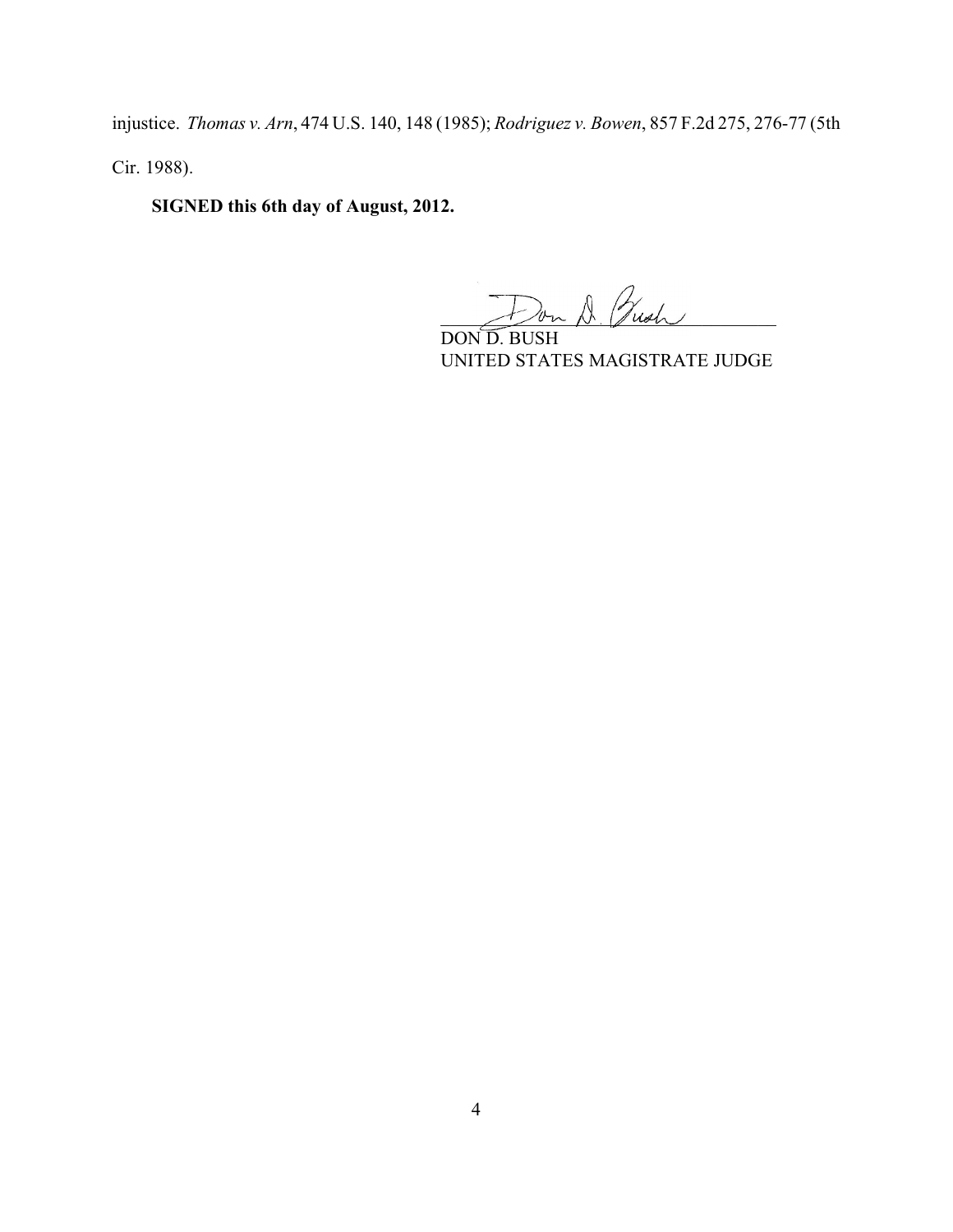injustice. *Thomas v. Arn*, 474 U.S. 140, 148 (1985); *Rodriguez v. Bowen*, 857 F.2d 275, 276-77 (5th Cir. 1988).

**SIGNED this 6th day of August, 2012.**

DON D. BUSH
UNITED STATES MAGISTRATE JUDGE